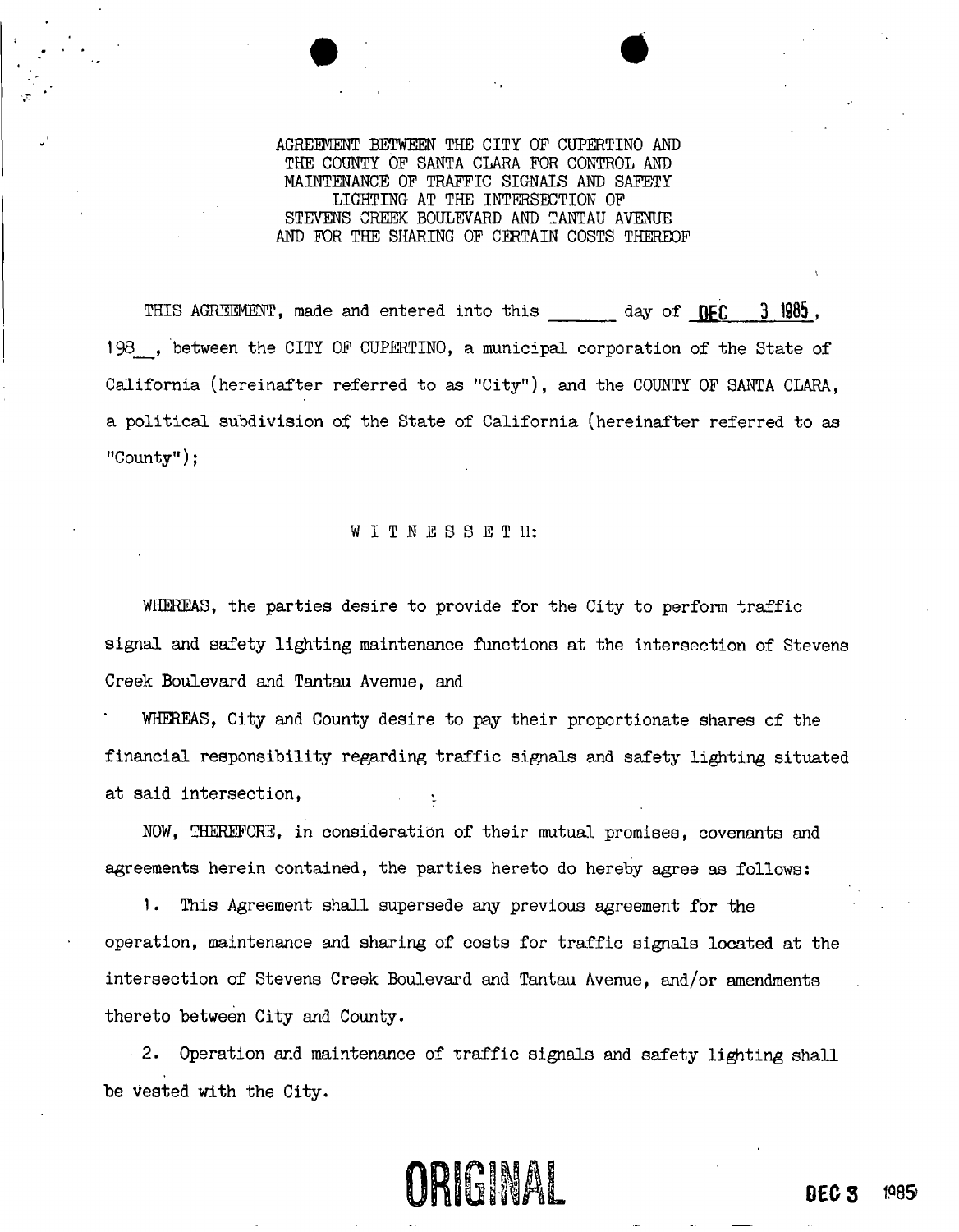# AGREEMENT BETWEEN THE CITY OF CUPERTINO AND THE COUNTY OF SANTA CLARA FOR CONTROL AND MAINTENANCE OF TRAFFIC SIGNALS AND SAFETY LIGHTING AT THE INTERSECTION OF STEVENS CREEK BOULEVARD AND TANTAU AVENUE AND FOR THE SHARING OF CERTAIN COSTS THEREOF

THIS AGREEMENT, made and entered into this _______ day of **DEC 3 1985**, 198__, between the CITY OF CUPERTINO, a municipal corporation of the State of California (hereinafter referred to as "City"), and the COUNTY OF SANTA CLARA, a political subdivision of the State of California (hereinafter referred to as "County");

W I T N E S S E T H:

WHEREAS, the parties desire to provide for the City to perform traffic signal and safety lighting maintenance functions at the intersection of Stevens Creek Boulevard and Tantau Avenue, and

WHEREAS, City and County desire to pay their proportionate shares of the financial responsibility regarding traffic signals and safety lighting situated at said intersection,

NOW, THEREFORE, in consideration of their mutual promises, covenants and agreements herein contained, the parties hereto do hereby agree as follows:

1. This Agreement shall supersede any previous agreement for the operation, maintenance and sharing of costs for traffic signals located at the intersection of Stevens Creek Boulevard and Tantau Avenue, and/or amendments thereto between City and County.

2. Operation and maintenance of traffic signals and safety lighting shall be vested with the City.

**ORIGINAL**

**DEC 3 1985**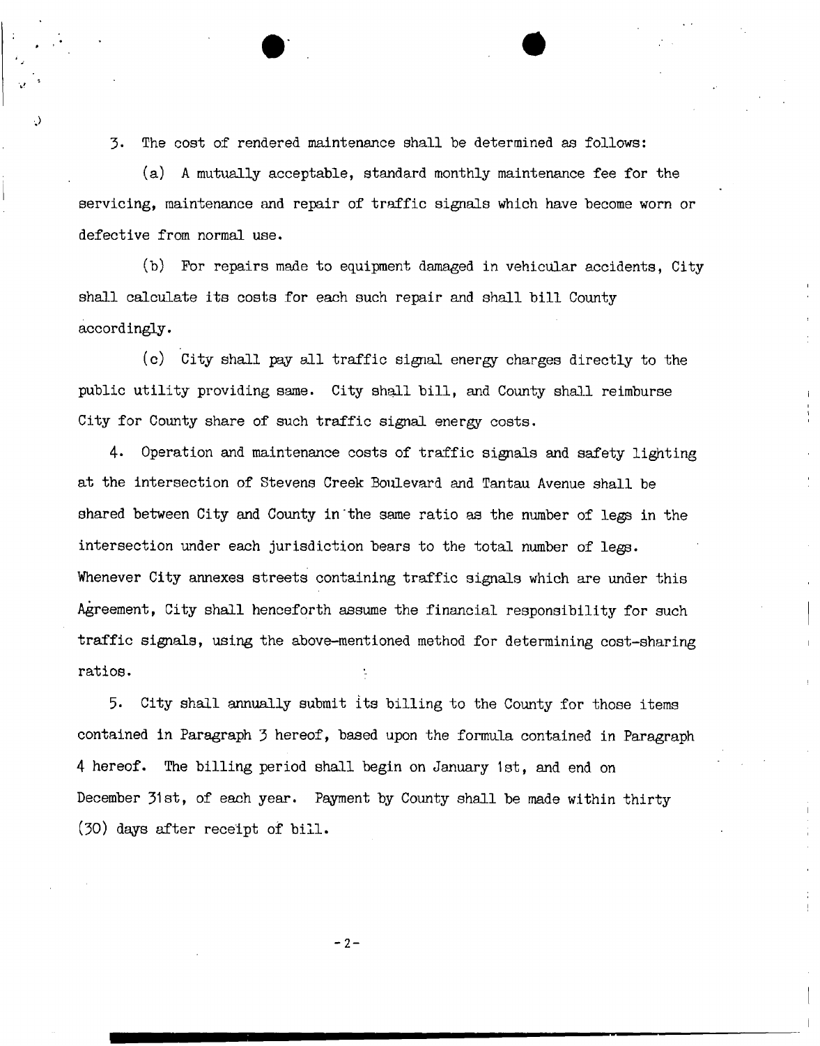3. The cost of rendered maintenance shall be determined as follows:

(a) A mutually acceptable, standard monthly maintenance fee for the servicing, maintenance and repair of traffic signals which have become worn or defective from normal use.

(b) For repairs made to equipment damaged in vehicular accidents, City shall calculate its costs for each such repair and shall bill County accordingly.

(c) City shall pay all traffic signal energy charges directly to the public utility providing same. City shall bill, and County shall reimburse City for County share of such traffic signal energy costs.

4. Operation and maintenance costs of traffic signals and safety lighting at the intersection of Stevens Creek Boulevard and Tantau Avenue shall be shared between City and County in the same ratio as the number of legs in the intersection under each jurisdiction bears to the total number of legs. Whenever City annexes streets containing traffic signals which are under this Agreement, City shall henceforth assume the financial responsibility for such traffic signals, using the above-mentioned method for determining cost-sharing ratios.

5. City shall annually submit its billing to the County for those items contained in Paragraph 3 hereof, based upon the formula contained in Paragraph 4 hereof. The billing period shall begin on January 1st, and end on December 31st, of each year. Payment by County shall be made within thirty (30) days after receipt of bill.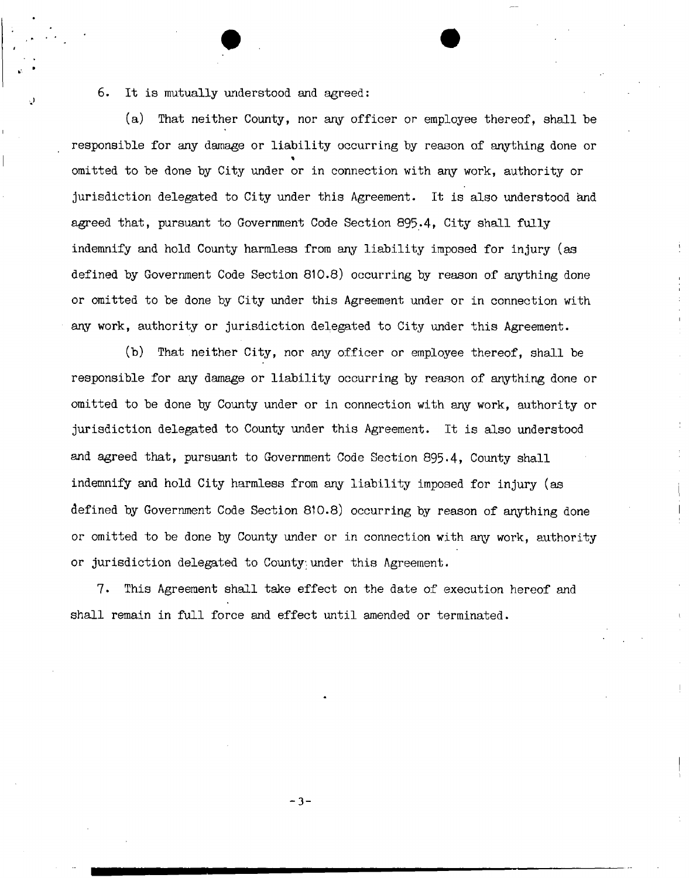6. It is mutually understood and agreed:

(a) That neither County, nor any officer or employee thereof, shall be responsible for any damage or liability occurring by reason of anything done or omitted to be done by City under or in connection with any work, authority or jurisdiction delegated to City under this Agreement. It is also understood and agreed that, pursuant to Government Code Section 895.4, City shall fully indemnify and hold County harmless from any liability imposed for injury (as defined by Government Code Section 810.8) occurring by reason of anything done or omitted to be done by City under this Agreement under or in connection with any work, authority or jurisdiction delegated to City under this Agreement.

(b) That neither City, nor any officer or employee thereof, shall be responsible for any damage or liability occurring by reason of anything done or omitted to be done by County under or in connection with any work, authority or jurisdiction delegated to County under this Agreement. It is also understood and agreed that, pursuant to Government Code Section 895.4, County shall indemnify and hold City harmless from any liability imposed for injury (as defined by Government Code Section 810.8) occurring by reason of anything done or omitted to be done by County under or in connection with any work, authority or jurisdiction delegated to County under this Agreement.

7. This Agreement shall take effect on the date of execution hereof and shall remain in full force and effect until amended or terminated.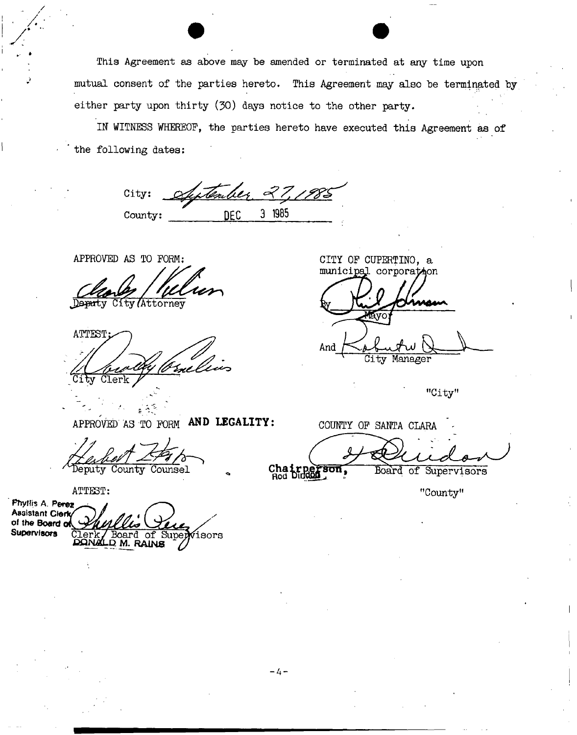This Agreement as above may be amended or terminated at any time upon mutual consent of the parties hereto. This Agreement may also be terminated by either party upon thirty (30) days notice to the other party.

IN WITNESS WHEREOF, the parties hereto have executed this Agreement as of the following dates:

City: September 27, 1985

County: DEC 3 1985

APPROVED AS TO FORM:

Deputy City Attorney

ATTEST:

City Clerk

CITY OF CUPERTINO, a municipal corporation

By
Mayor

And
City Manager

"City"

APPROVED AS TO FORM **AND LEGALITY:**

Deputy County Counsel

ATTEST:

Phyllis A. Perez
Assistant Clerk of the Board of Supervisors

Clerk, Board of Supervisors
DONALD M. RAINS

COUNTY OF SANTA CLARA

Chairperson, Board of Supervisors
Rod Diridon

"County"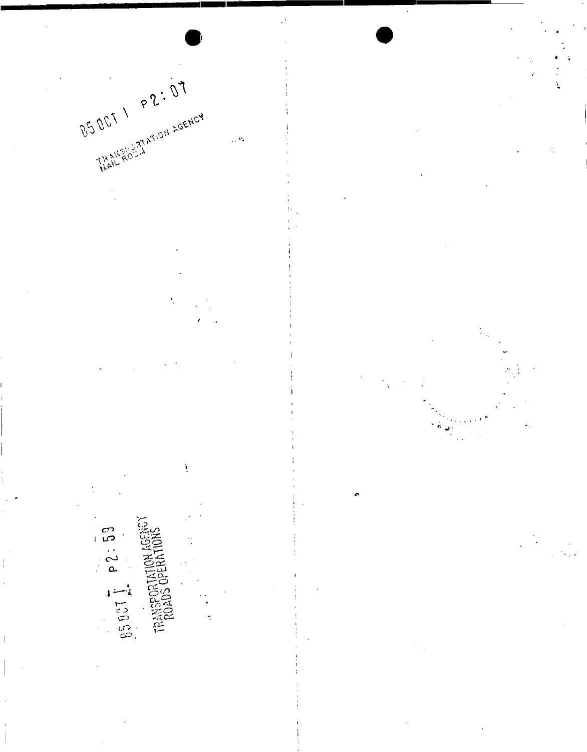85 OCT 1 P2:07

TRANSPORTATION AGENCY
MAIL ROOM

85 OCT 1 P2:59

TRANSPORTATION AGENCY
ROADS OPERATIONS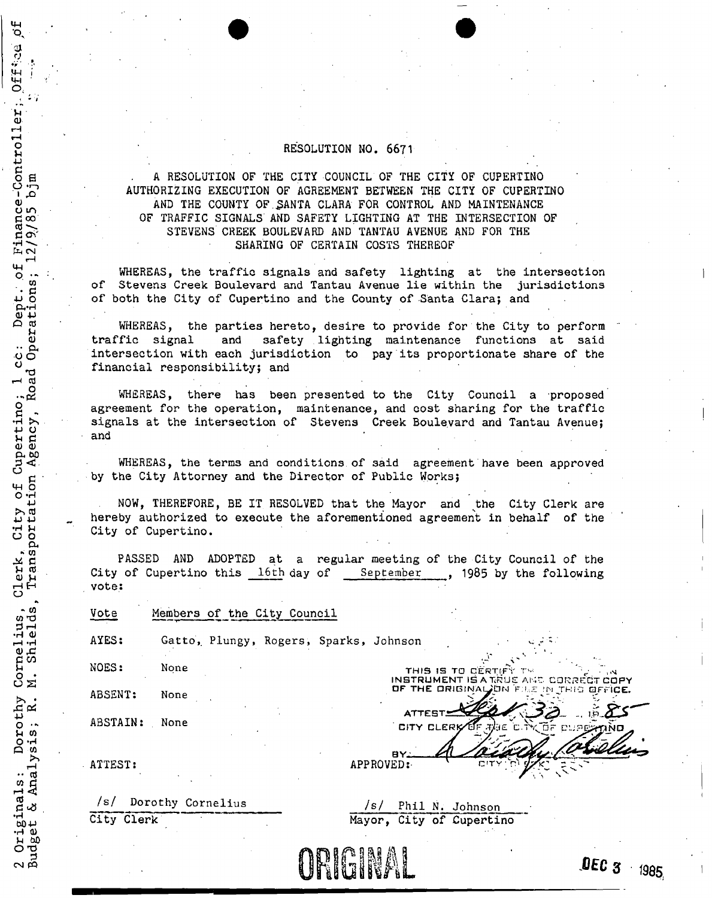2 Originals: Dorothy Cornelius, Clerk, City of Cupertino; 1 cc: Dept. of Finance-Controller; Office of Budget & Analysis; R. M. Shields, Transportation Agency, Road Operations; 12/9/85 bjm

# RESOLUTION NO. 6671

A RESOLUTION OF THE CITY COUNCIL OF THE CITY OF CUPERTINO AUTHORIZING EXECUTION OF AGREEMENT BETWEEN THE CITY OF CUPERTINO AND THE COUNTY OF SANTA CLARA FOR CONTROL AND MAINTENANCE OF TRAFFIC SIGNALS AND SAFETY LIGHTING AT THE INTERSECTION OF STEVENS CREEK BOULEVARD AND TANTAU AVENUE AND FOR THE SHARING OF CERTAIN COSTS THEREOF

WHEREAS, the traffic signals and safety lighting at the intersection of Stevens Creek Boulevard and Tantau Avenue lie within the jurisdictions of both the City of Cupertino and the County of Santa Clara; and

WHEREAS, the parties hereto, desire to provide for the City to perform traffic signal and safety lighting maintenance functions at said intersection with each jurisdiction to pay its proportionate share of the financial responsibility; and

WHEREAS, there has been presented to the City Council a proposed agreement for the operation, maintenance, and cost sharing for the traffic signals at the intersection of Stevens Creek Boulevard and Tantau Avenue; and

WHEREAS, the terms and conditions of said agreement have been approved by the City Attorney and the Director of Public Works;

NOW, THEREFORE, BE IT RESOLVED that the Mayor and the City Clerk are hereby authorized to execute the aforementioned agreement in behalf of the City of Cupertino.

PASSED AND ADOPTED at a regular meeting of the City Council of the City of Cupertino this 16th day of September, 1985 by the following vote:

| Vote | Members of the City Council |
|---|---|
| AYES: | Gatto, Plungy, Rogers, Sparks, Johnson |
| NOES: | None |
| ABSENT: | None |
| ABSTAIN: | None |

THIS IS TO CERTIFY THE WITHIN INSTRUMENT IS A TRUE AND CORRECT COPY OF THE ORIGINAL ON FILE IN THIS OFFICE.

ATTEST: Sept 30, 19 85
CITY CLERK OF THE CITY OF CUPERTINO

BY: Dorothy Cornelius
CITY CLERK

ATTEST:

/s/ Dorothy Cornelius
City Clerk

APPROVED:

/s/ Phil N. Johnson
Mayor, City of Cupertino

ORIGINAL

DEC 3 1985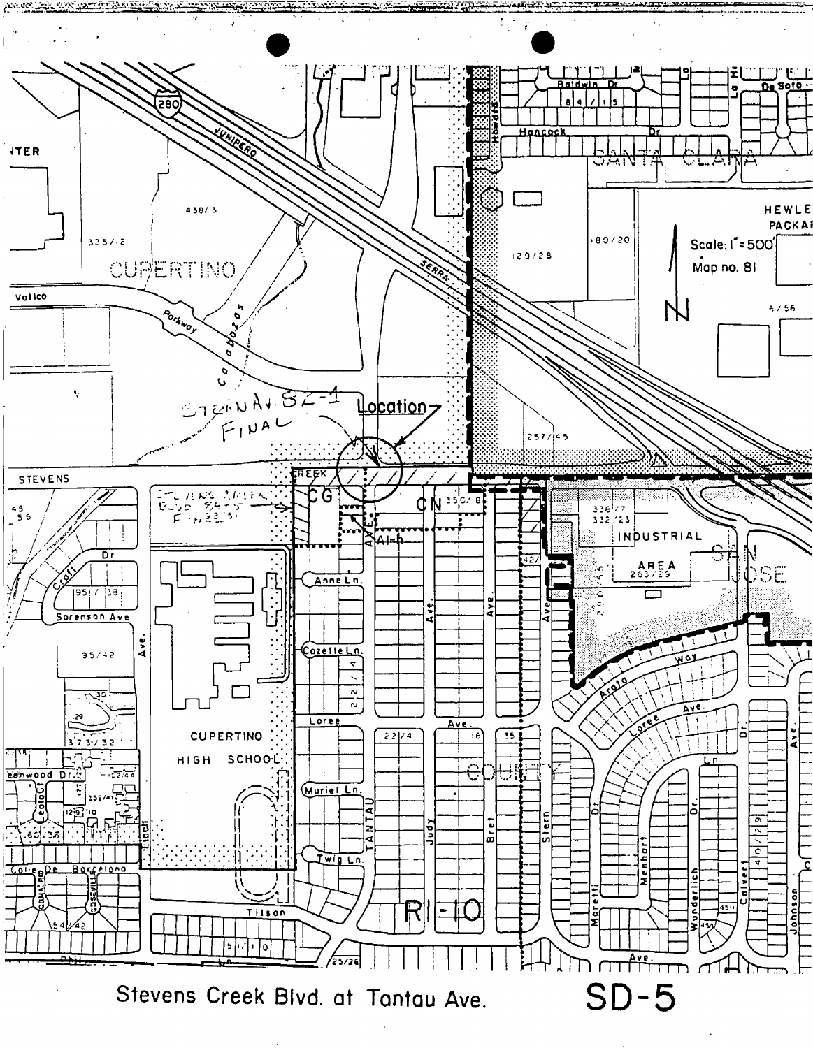Scale: 1" = 500'

Map no. 81

Stevens Creek Blvd. at Tantau Ave.

SD-5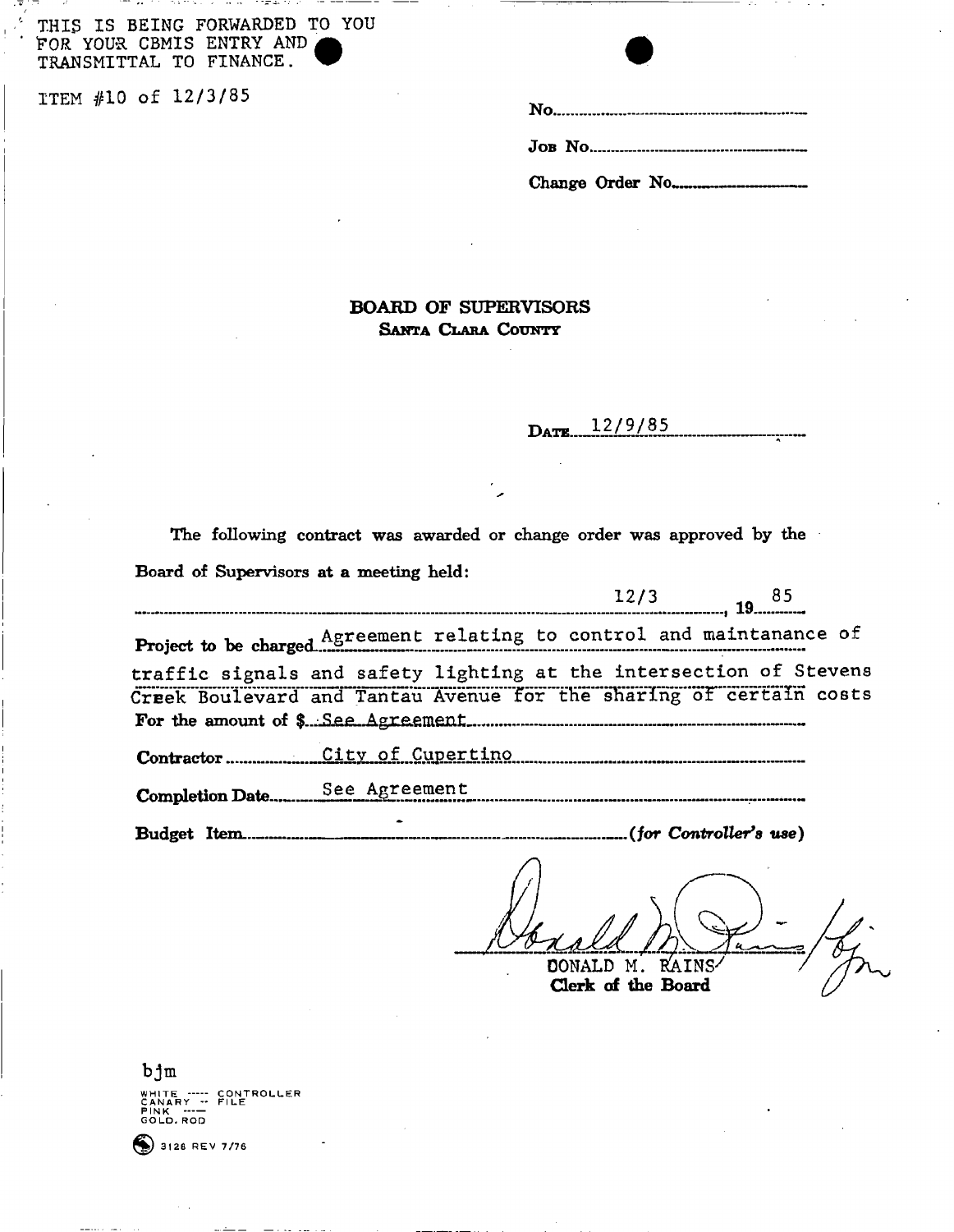THIS IS BEING FORWARDED TO YOU FOR YOUR CBMIS ENTRY AND TRANSMITTAL TO FINANCE.

ITEM #10 of 12/3/85

No.

Job No.

Change Order No.

## BOARD OF SUPERVISORS
### Santa Clara County

Date 12/9/85

The following contract was awarded or change order was approved by the Board of Supervisors at a meeting held:

12/3, 19 85

Project to be charged Agreement relating to control and maintanance of traffic signals and safety lighting at the intersection of Stevens Creek Boulevard and Tantau Avenue for the sharing of certain costs

For the amount of $ See Agreement

Contractor City of Cupertino

Completion Date See Agreement

Budget Item *(for Controller's use)*

DONALD M. RAINS /bjm
**Clerk of the Board**

bjm

WHITE ----- CONTROLLER
CANARY -- FILE
PINK ----
GOLD. ROD

3128 REV 7/76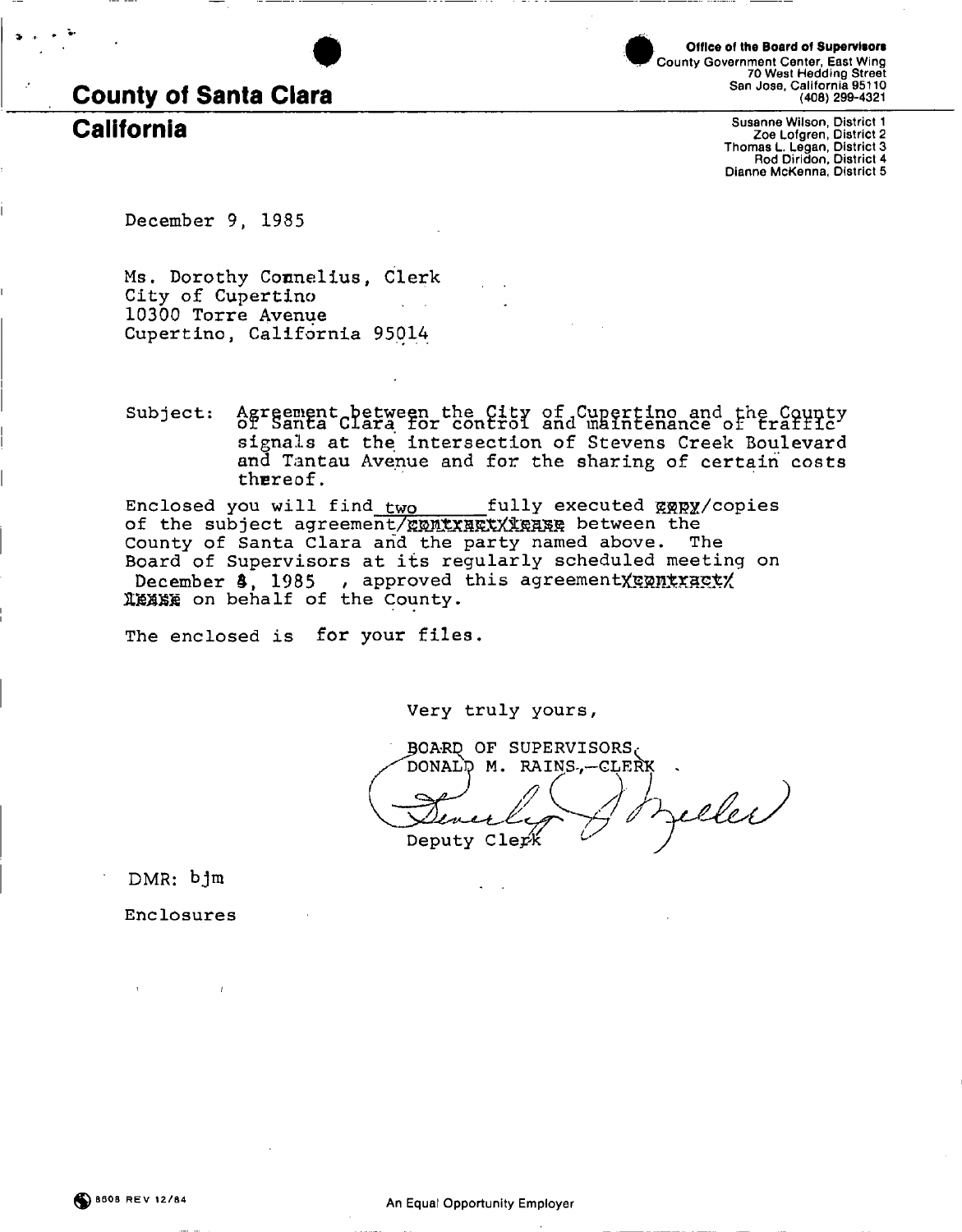# County of Santa Clara
## California

**Office of the Board of Supervisors**
County Government Center, East Wing
70 West Hedding Street
San Jose, California 95110
(408) 299-4321

Susanne Wilson, District 1
Zoe Lofgren, District 2
Thomas L. Legan, District 3
Rod Diridon, District 4
Dianne McKenna, District 5

December 9, 1985

Ms. Dorothy Cornelius, Clerk
City of Cupertino
10300 Torre Avenue
Cupertino, California 95014

Subject: Agreement between the City of Cupertino and the County of Santa Clara for control and maintenance of traffic signals at the intersection of Stevens Creek Boulevard and Tantau Avenue and for the sharing of certain costs thereof.

Enclosed you will find two fully executed ~~copy~~/copies of the subject agreement/~~contract/lease~~ between the County of Santa Clara and the party named above. The Board of Supervisors at its regularly scheduled meeting on December 3, 1985, approved this agreement/~~contract/lease~~ on behalf of the County.

The enclosed is for your files.

Very truly yours,

BOARD OF SUPERVISORS
DONALD M. RAINS, CLERK

Beverly J. Zeller

Deputy Clerk

DMR: bjm

Enclosures

8608 REV 12/84

An Equal Opportunity Employer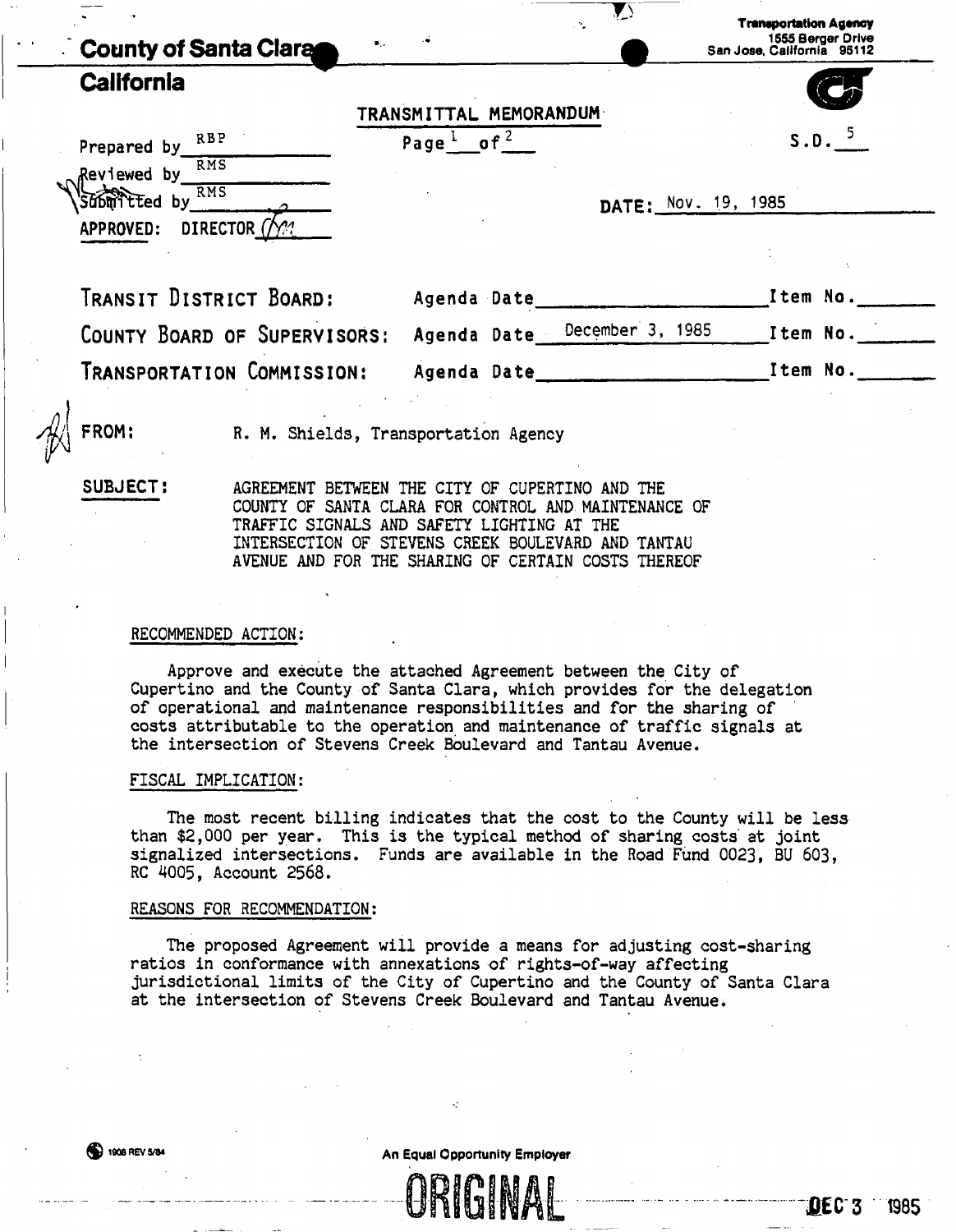**County of Santa Clara**

**California**

**Transportation Agency**
1555 Berger Drive
San Jose, California 95112

TRANSMITTAL MEMORANDUM

Prepared by RBP

Reviewed by RMS

Submitted by RMS

APPROVED: DIRECTOR

Page 1 of 2

S.D. 5

DATE: Nov. 19, 1985

| | | |
|---|---|---|
| TRANSIT DISTRICT BOARD: | Agenda Date | Item No. |
| COUNTY BOARD OF SUPERVISORS: | Agenda Date December 3, 1985 | Item No. |
| TRANSPORTATION COMMISSION: | Agenda Date | Item No. |

FROM: R. M. Shields, Transportation Agency

SUBJECT: AGREEMENT BETWEEN THE CITY OF CUPERTINO AND THE COUNTY OF SANTA CLARA FOR CONTROL AND MAINTENANCE OF TRAFFIC SIGNALS AND SAFETY LIGHTING AT THE INTERSECTION OF STEVENS CREEK BOULEVARD AND TANTAU AVENUE AND FOR THE SHARING OF CERTAIN COSTS THEREOF

RECOMMENDED ACTION:

Approve and execute the attached Agreement between the City of Cupertino and the County of Santa Clara, which provides for the delegation of operational and maintenance responsibilities and for the sharing of costs attributable to the operation and maintenance of traffic signals at the intersection of Stevens Creek Boulevard and Tantau Avenue.

FISCAL IMPLICATION:

The most recent billing indicates that the cost to the County will be less than $2,000 per year. This is the typical method of sharing costs at joint signalized intersections. Funds are available in the Road Fund 0023, BU 603, RC 4005, Account 2568.

REASONS FOR RECOMMENDATION:

The proposed Agreement will provide a means for adjusting cost-sharing ratios in conformance with annexations of rights-of-way affecting jurisdictional limits of the City of Cupertino and the County of Santa Clara at the intersection of Stevens Creek Boulevard and Tantau Avenue.

1908 REV 5/84

An Equal Opportunity Employer

ORIGINAL

DEC 3 1985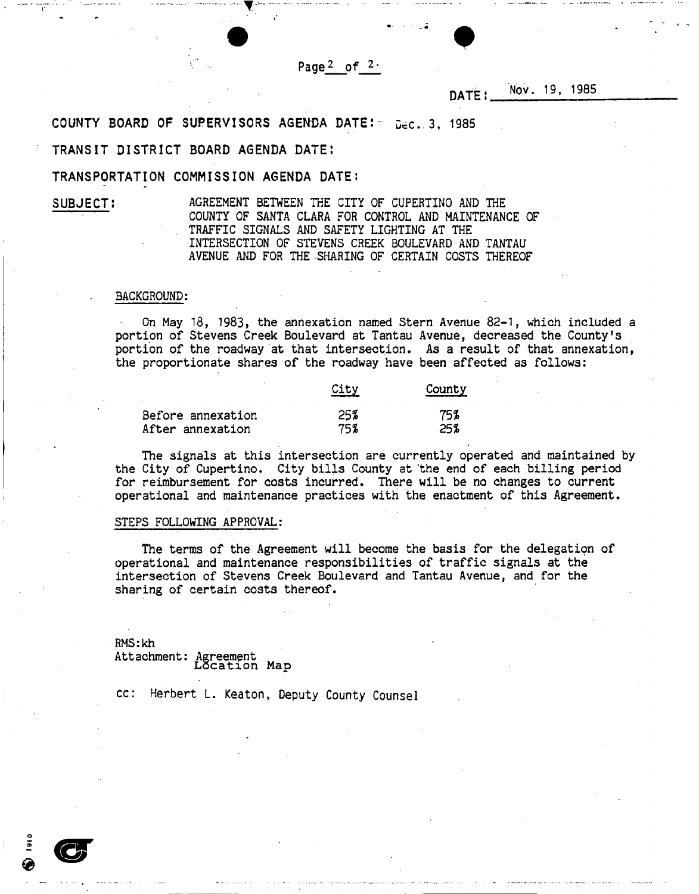DATE: Nov. 19, 1985

COUNTY BOARD OF SUPERVISORS AGENDA DATE: Dec. 3, 1985

TRANSIT DISTRICT BOARD AGENDA DATE:

TRANSPORTATION COMMISSION AGENDA DATE:

SUBJECT: AGREEMENT BETWEEN THE CITY OF CUPERTINO AND THE COUNTY OF SANTA CLARA FOR CONTROL AND MAINTENANCE OF TRAFFIC SIGNALS AND SAFETY LIGHTING AT THE INTERSECTION OF STEVENS CREEK BOULEVARD AND TANTAU AVENUE AND FOR THE SHARING OF CERTAIN COSTS THEREOF

BACKGROUND:

On May 18, 1983, the annexation named Stern Avenue 82-1, which included a portion of Stevens Creek Boulevard at Tantau Avenue, decreased the County's portion of the roadway at that intersection. As a result of that annexation, the proportionate shares of the roadway have been affected as follows:

| | City | County |
|---|---|---|
| Before annexation | 25% | 75% |
| After annexation | 75% | 25% |

The signals at this intersection are currently operated and maintained by the City of Cupertino. City bills County at the end of each billing period for reimbursement for costs incurred. There will be no changes to current operational and maintenance practices with the enactment of this Agreement.

STEPS FOLLOWING APPROVAL:

The terms of the Agreement will become the basis for the delegation of operational and maintenance responsibilities of traffic signals at the intersection of Stevens Creek Boulevard and Tantau Avenue, and for the sharing of certain costs thereof.

RMS:kh

Attachment: Agreement
Location Map

cc: Herbert L. Keaton, Deputy County Counsel